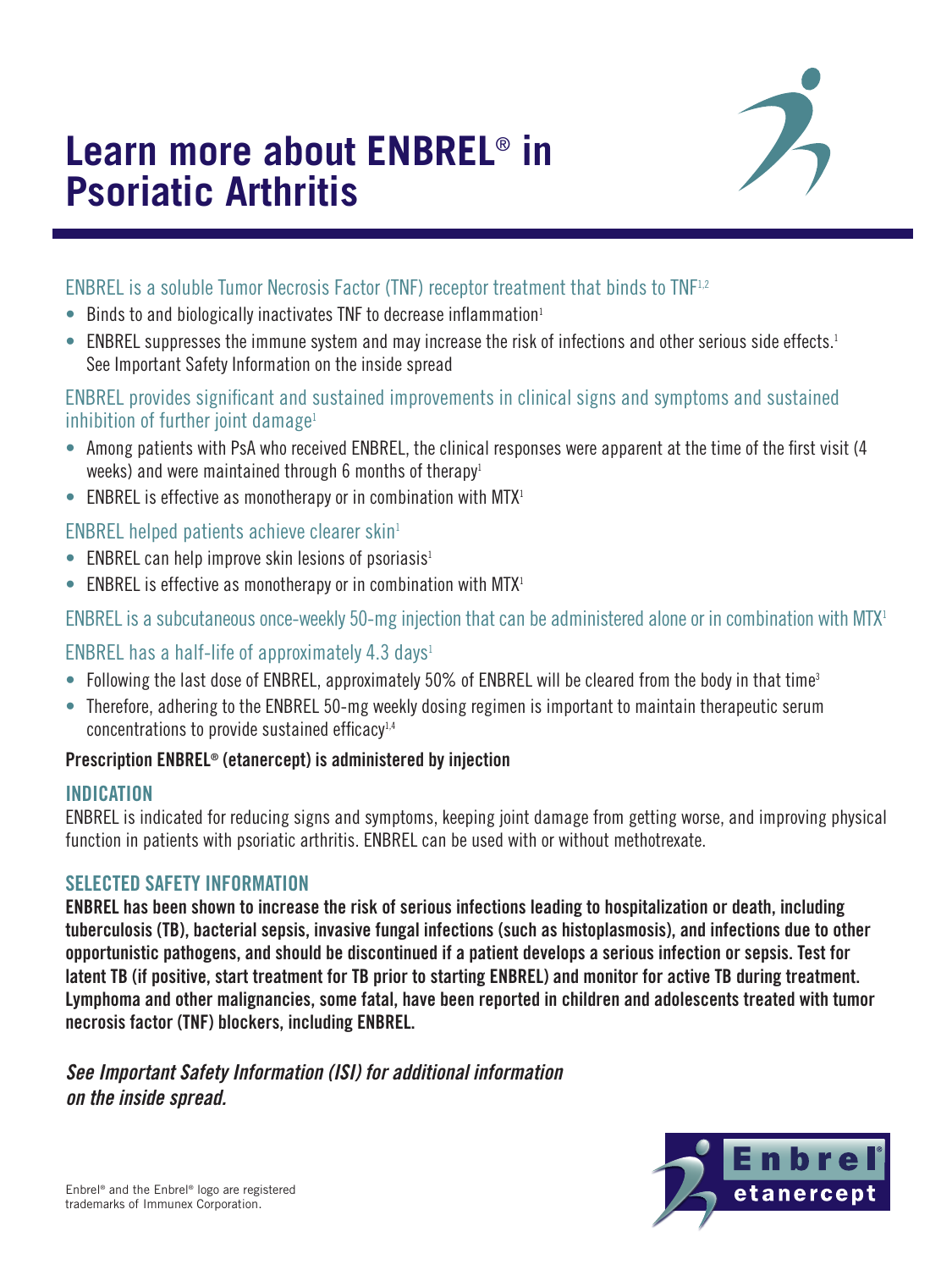# Learn more about ENBREL® in Psoriatic Arthritis

## ENBREL is a soluble Tumor Necrosis Factor (TNF) receptor treatment that binds to TNF[1,2]

- Binds to and biologically inactivates TNF to decrease inflammation[1]
- ENBREL suppresses the immune system and may increase the risk of infections and other serious side effects.[1] See Important Safety Information on the inside spread

## ENBREL provides significant and sustained improvements in clinical signs and symptoms and sustained inhibition of further joint damage[1]

- Among patients with PsA who received ENBREL, the clinical responses were apparent at the time of the first visit (4 weeks) and were maintained through 6 months of therapy[1]
- ENBREL is effective as monotherapy or in combination with MTX[1]

## ENBREL helped patients achieve clearer skin[1]

- ENBREL can help improve skin lesions of psoriasis[1]
- ENBREL is effective as monotherapy or in combination with MTX[1]

## ENBREL is a subcutaneous once-weekly 50-mg injection that can be administered alone or in combination with MTX[1]

## ENBREL has a half-life of approximately 4.3 days[1]

- Following the last dose of ENBREL, approximately 50% of ENBREL will be cleared from the body in that time[3]
- Therefore, adhering to the ENBREL 50-mg weekly dosing regimen is important to maintain therapeutic serum concentrations to provide sustained efficacy[1,4]

**Prescription ENBREL® (etanercept) is administered by injection**

### INDICATION

ENBREL is indicated for reducing signs and symptoms, keeping joint damage from getting worse, and improving physical function in patients with psoriatic arthritis. ENBREL can be used with or without methotrexate.

### SELECTED SAFETY INFORMATION

**ENBREL has been shown to increase the risk of serious infections leading to hospitalization or death, including tuberculosis (TB), bacterial sepsis, invasive fungal infections (such as histoplasmosis), and infections due to other opportunistic pathogens, and should be discontinued if a patient develops a serious infection or sepsis. Test for latent TB (if positive, start treatment for TB prior to starting ENBREL) and monitor for active TB during treatment. Lymphoma and other malignancies, some fatal, have been reported in children and adolescents treated with tumor necrosis factor (TNF) blockers, including ENBREL.**

***See Important Safety Information (ISI) for additional information on the inside spread.***

Enbrel® and the Enbrel® logo are registered trademarks of Immunex Corporation.

Enbrel® etanercept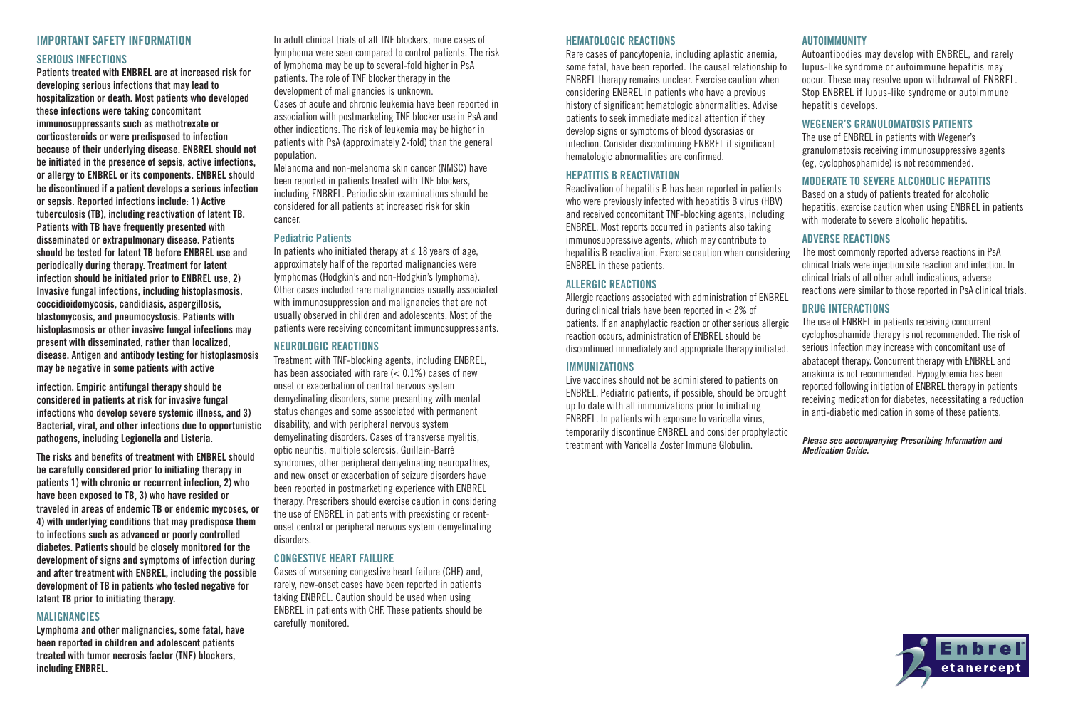## IMPORTANT SAFETY INFORMATION

### SERIOUS INFECTIONS

**Patients treated with ENBREL are at increased risk for developing serious infections that may lead to hospitalization or death. Most patients who developed these infections were taking concomitant immunosuppressants such as methotrexate or corticosteroids or were predisposed to infection because of their underlying disease. ENBREL should not be initiated in the presence of sepsis, active infections, or allergy to ENBREL or its components. ENBREL should be discontinued if a patient develops a serious infection or sepsis. Reported infections include: 1) Active tuberculosis (TB), including reactivation of latent TB. Patients with TB have frequently presented with disseminated or extrapulmonary disease. Patients should be tested for latent TB before ENBREL use and periodically during therapy. Treatment for latent infection should be initiated prior to ENBREL use, 2) Invasive fungal infections, including histoplasmosis, coccidioidomycosis, candidiasis, aspergillosis, blastomycosis, and pneumocystosis. Patients with histoplasmosis or other invasive fungal infections may present with disseminated, rather than localized, disease. Antigen and antibody testing for histoplasmosis may be negative in some patients with active infection. Empiric antifungal therapy should be considered in patients at risk for invasive fungal infections who develop severe systemic illness, and 3) Bacterial, viral, and other infections due to opportunistic pathogens, including Legionella and Listeria.**

**The risks and benefits of treatment with ENBREL should be carefully considered prior to initiating therapy in patients 1) with chronic or recurrent infection, 2) who have been exposed to TB, 3) who have resided or traveled in areas of endemic TB or endemic mycoses, or 4) with underlying conditions that may predispose them to infections such as advanced or poorly controlled diabetes. Patients should be closely monitored for the development of signs and symptoms of infection during and after treatment with ENBREL, including the possible development of TB in patients who tested negative for latent TB prior to initiating therapy.**

### MALIGNANCIES

**Lymphoma and other malignancies, some fatal, have been reported in children and adolescent patients treated with tumor necrosis factor (TNF) blockers, including ENBREL.**

In adult clinical trials of all TNF blockers, more cases of lymphoma were seen compared to control patients. The risk of lymphoma may be up to several-fold higher in PsA patients. The role of TNF blocker therapy in the development of malignancies is unknown.

Cases of acute and chronic leukemia have been reported in association with postmarketing TNF blocker use in PsA and other indications. The risk of leukemia may be higher in patients with PsA (approximately 2-fold) than the general population.

Melanoma and non-melanoma skin cancer (NMSC) have been reported in patients treated with TNF blockers, including ENBREL. Periodic skin examinations should be considered for all patients at increased risk for skin cancer.

### Pediatric Patients

In patients who initiated therapy at $\leq$ 18 years of age, approximately half of the reported malignancies were lymphomas (Hodgkin's and non-Hodgkin's lymphoma). Other cases included rare malignancies usually associated with immunosuppression and malignancies that are not usually observed in children and adolescents. Most of the patients were receiving concomitant immunosuppressants.

### NEUROLOGIC REACTIONS

Treatment with TNF-blocking agents, including ENBREL, has been associated with rare ($<$ 0.1%) cases of new onset or exacerbation of central nervous system demyelinating disorders, some presenting with mental status changes and some associated with permanent disability, and with peripheral nervous system demyelinating disorders. Cases of transverse myelitis, optic neuritis, multiple sclerosis, Guillain-Barré syndromes, other peripheral demyelinating neuropathies, and new onset or exacerbation of seizure disorders have been reported in postmarketing experience with ENBREL therapy. Prescribers should exercise caution in considering the use of ENBREL in patients with preexisting or recent-onset central or peripheral nervous system demyelinating disorders.

### CONGESTIVE HEART FAILURE

Cases of worsening congestive heart failure (CHF) and, rarely, new-onset cases have been reported in patients taking ENBREL. Caution should be used when using ENBREL in patients with CHF. These patients should be carefully monitored.

### HEMATOLOGIC REACTIONS

Rare cases of pancytopenia, including aplastic anemia, some fatal, have been reported. The causal relationship to ENBREL therapy remains unclear. Exercise caution when considering ENBREL in patients who have a previous history of significant hematologic abnormalities. Advise patients to seek immediate medical attention if they develop signs or symptoms of blood dyscrasias or infection. Consider discontinuing ENBREL if significant hematologic abnormalities are confirmed.

### HEPATITIS B REACTIVATION

Reactivation of hepatitis B has been reported in patients who were previously infected with hepatitis B virus (HBV) and received concomitant TNF-blocking agents, including ENBREL. Most reports occurred in patients also taking immunosuppressive agents, which may contribute to hepatitis B reactivation. Exercise caution when considering ENBREL in these patients.

### ALLERGIC REACTIONS

Allergic reactions associated with administration of ENBREL during clinical trials have been reported in $<$ 2% of patients. If an anaphylactic reaction or other serious allergic reaction occurs, administration of ENBREL should be discontinued immediately and appropriate therapy initiated.

### IMMUNIZATIONS

Live vaccines should not be administered to patients on ENBREL. Pediatric patients, if possible, should be brought up to date with all immunizations prior to initiating ENBREL. In patients with exposure to varicella virus, temporarily discontinue ENBREL and consider prophylactic treatment with Varicella Zoster Immune Globulin.

### AUTOIMMUNITY

Autoantibodies may develop with ENBREL, and rarely lupus-like syndrome or autoimmune hepatitis may occur. These may resolve upon withdrawal of ENBREL. Stop ENBREL if lupus-like syndrome or autoimmune hepatitis develops.

### WEGENER'S GRANULOMATOSIS PATIENTS

The use of ENBREL in patients with Wegener's granulomatosis receiving immunosuppressive agents (eg, cyclophosphamide) is not recommended.

### MODERATE TO SEVERE ALCOHOLIC HEPATITIS

Based on a study of patients treated for alcoholic hepatitis, exercise caution when using ENBREL in patients with moderate to severe alcoholic hepatitis.

### ADVERSE REACTIONS

The most commonly reported adverse reactions in PsA clinical trials were injection site reaction and infection. In clinical trials of all other adult indications, adverse reactions were similar to those reported in PsA clinical trials.

### DRUG INTERACTIONS

The use of ENBREL in patients receiving concurrent cyclophosphamide therapy is not recommended. The risk of serious infection may increase with concomitant use of abatacept therapy. Concurrent therapy with ENBREL and anakinra is not recommended. Hypoglycemia has been reported following initiation of ENBREL therapy in patients receiving medication for diabetes, necessitating a reduction in anti-diabetic medication in some of these patients.

***Please see accompanying Prescribing Information and Medication Guide.***

Enbrel® etanercept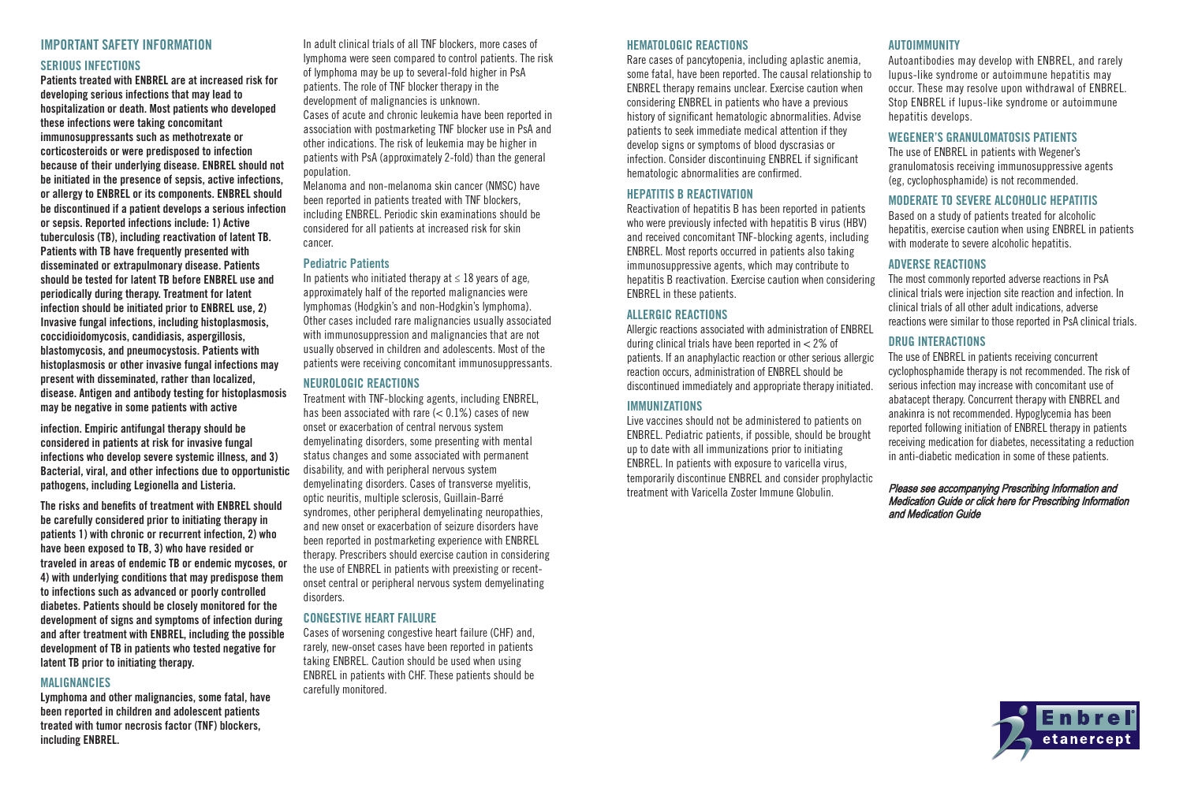## IMPORTANT SAFETY INFORMATION

### SERIOUS INFECTIONS

**Patients treated with ENBREL are at increased risk for developing serious infections that may lead to hospitalization or death. Most patients who developed these infections were taking concomitant immunosuppressants such as methotrexate or corticosteroids or were predisposed to infection because of their underlying disease. ENBREL should not be initiated in the presence of sepsis, active infections, or allergy to ENBREL or its components. ENBREL should be discontinued if a patient develops a serious infection or sepsis. Reported infections include: 1) Active tuberculosis (TB), including reactivation of latent TB. Patients with TB have frequently presented with disseminated or extrapulmonary disease. Patients should be tested for latent TB before ENBREL use and periodically during therapy. Treatment for latent infection should be initiated prior to ENBREL use, 2) Invasive fungal infections, including histoplasmosis, coccidioidomycosis, candidiasis, aspergillosis, blastomycosis, and pneumocystosis. Patients with histoplasmosis or other invasive fungal infections may present with disseminated, rather than localized, disease. Antigen and antibody testing for histoplasmosis may be negative in some patients with active**

**infection. Empiric antifungal therapy should be considered in patients at risk for invasive fungal infections who develop severe systemic illness, and 3) Bacterial, viral, and other infections due to opportunistic pathogens, including Legionella and Listeria.**

**The risks and benefits of treatment with ENBREL should be carefully considered prior to initiating therapy in patients 1) with chronic or recurrent infection, 2) who have been exposed to TB, 3) who have resided or traveled in areas of endemic TB or endemic mycoses, or 4) with underlying conditions that may predispose them to infections such as advanced or poorly controlled diabetes. Patients should be closely monitored for the development of signs and symptoms of infection during and after treatment with ENBREL, including the possible development of TB in patients who tested negative for latent TB prior to initiating therapy.**

### MALIGNANCIES

**Lymphoma and other malignancies, some fatal, have been reported in children and adolescent patients treated with tumor necrosis factor (TNF) blockers, including ENBREL.**

In adult clinical trials of all TNF blockers, more cases of lymphoma were seen compared to control patients. The risk of lymphoma may be up to several-fold higher in PsA patients. The role of TNF blocker therapy in the development of malignancies is unknown.

Cases of acute and chronic leukemia have been reported in association with postmarketing TNF blocker use in PsA and other indications. The risk of leukemia may be higher in patients with PsA (approximately 2-fold) than the general population.

Melanoma and non-melanoma skin cancer (NMSC) have been reported in patients treated with TNF blockers, including ENBREL. Periodic skin examinations should be considered for all patients at increased risk for skin cancer.

### Pediatric Patients

In patients who initiated therapy at ≤ 18 years of age, approximately half of the reported malignancies were lymphomas (Hodgkin's and non-Hodgkin's lymphoma). Other cases included rare malignancies usually associated with immunosuppression and malignancies that are not usually observed in children and adolescents. Most of the patients were receiving concomitant immunosuppressants.

### NEUROLOGIC REACTIONS

Treatment with TNF-blocking agents, including ENBREL, has been associated with rare (< 0.1%) cases of new onset or exacerbation of central nervous system demyelinating disorders, some presenting with mental status changes and some associated with permanent disability, and with peripheral nervous system demyelinating disorders. Cases of transverse myelitis, optic neuritis, multiple sclerosis, Guillain-Barré syndromes, other peripheral demyelinating neuropathies, and new onset or exacerbation of seizure disorders have been reported in postmarketing experience with ENBREL therapy. Prescribers should exercise caution in considering the use of ENBREL in patients with preexisting or recent-onset central or peripheral nervous system demyelinating disorders.

### CONGESTIVE HEART FAILURE

Cases of worsening congestive heart failure (CHF) and, rarely, new-onset cases have been reported in patients taking ENBREL. Caution should be used when using ENBREL in patients with CHF. These patients should be carefully monitored.

### HEMATOLOGIC REACTIONS

Rare cases of pancytopenia, including aplastic anemia, some fatal, have been reported. The causal relationship to ENBREL therapy remains unclear. Exercise caution when considering ENBREL in patients who have a previous history of significant hematologic abnormalities. Advise patients to seek immediate medical attention if they develop signs or symptoms of blood dyscrasias or infection. Consider discontinuing ENBREL if significant hematologic abnormalities are confirmed.

### HEPATITIS B REACTIVATION

Reactivation of hepatitis B has been reported in patients who were previously infected with hepatitis B virus (HBV) and received concomitant TNF-blocking agents, including ENBREL. Most reports occurred in patients also taking immunosuppressive agents, which may contribute to hepatitis B reactivation. Exercise caution when considering ENBREL in these patients.

### ALLERGIC REACTIONS

Allergic reactions associated with administration of ENBREL during clinical trials have been reported in < 2% of patients. If an anaphylactic reaction or other serious allergic reaction occurs, administration of ENBREL should be discontinued immediately and appropriate therapy initiated.

### IMMUNIZATIONS

Live vaccines should not be administered to patients on ENBREL. Pediatric patients, if possible, should be brought up to date with all immunizations prior to initiating ENBREL. In patients with exposure to varicella virus, temporarily discontinue ENBREL and consider prophylactic treatment with Varicella Zoster Immune Globulin.

### AUTOIMMUNITY

Autoantibodies may develop with ENBREL, and rarely lupus-like syndrome or autoimmune hepatitis may occur. These may resolve upon withdrawal of ENBREL. Stop ENBREL if lupus-like syndrome or autoimmune hepatitis develops.

### WEGENER'S GRANULOMATOSIS PATIENTS

The use of ENBREL in patients with Wegener's granulomatosis receiving immunosuppressive agents (eg, cyclophosphamide) is not recommended.

### MODERATE TO SEVERE ALCOHOLIC HEPATITIS

Based on a study of patients treated for alcoholic hepatitis, exercise caution when using ENBREL in patients with moderate to severe alcoholic hepatitis.

### ADVERSE REACTIONS

The most commonly reported adverse reactions in PsA clinical trials were injection site reaction and infection. In clinical trials of all other adult indications, adverse reactions were similar to those reported in PsA clinical trials.

### DRUG INTERACTIONS

The use of ENBREL in patients receiving concurrent cyclophosphamide therapy is not recommended. The risk of serious infection may increase with concomitant use of abatacept therapy. Concurrent therapy with ENBREL and anakinra is not recommended. Hypoglycemia has been reported following initiation of ENBREL therapy in patients receiving medication for diabetes, necessitating a reduction in anti-diabetic medication in some of these patients.

*Please see accompanying Prescribing Information and Medication Guide or click here for Prescribing Information and Medication Guide*

Enbrel® etanercept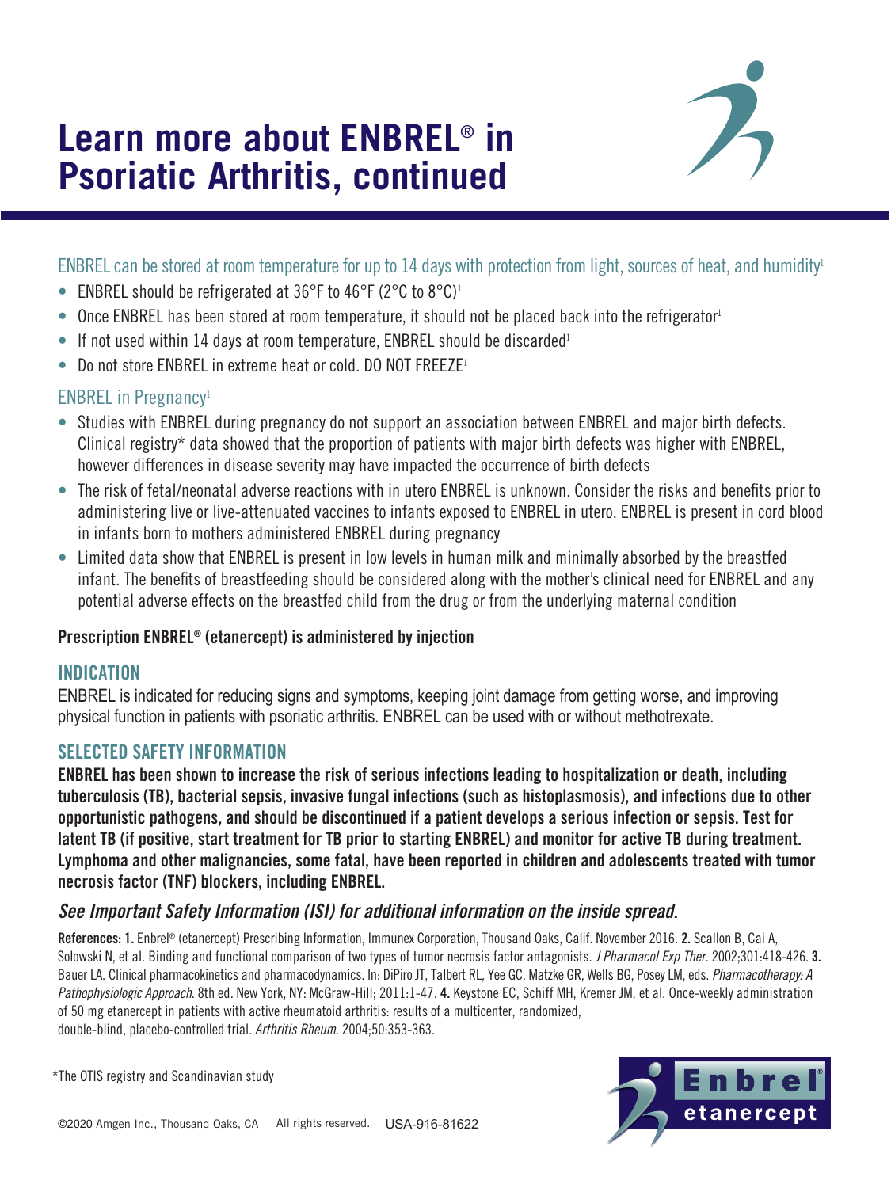# Learn more about ENBREL® in Psoriatic Arthritis, continued

## ENBREL can be stored at room temperature for up to 14 days with protection from light, sources of heat, and humidity[1]

- ENBREL should be refrigerated at 36°F to 46°F (2°C to 8°C)[1]
- Once ENBREL has been stored at room temperature, it should not be placed back into the refrigerator[1]
- If not used within 14 days at room temperature, ENBREL should be discarded[1]
- Do not store ENBREL in extreme heat or cold. DO NOT FREEZE[1]

## ENBREL in Pregnancy[1]

- Studies with ENBREL during pregnancy do not support an association between ENBREL and major birth defects. Clinical registry* data showed that the proportion of patients with major birth defects was higher with ENBREL, however differences in disease severity may have impacted the occurrence of birth defects
- The risk of fetal/neonatal adverse reactions with in utero ENBREL is unknown. Consider the risks and benefits prior to administering live or live-attenuated vaccines to infants exposed to ENBREL in utero. ENBREL is present in cord blood in infants born to mothers administered ENBREL during pregnancy
- Limited data show that ENBREL is present in low levels in human milk and minimally absorbed by the breastfed infant. The benefits of breastfeeding should be considered along with the mother's clinical need for ENBREL and any potential adverse effects on the breastfed child from the drug or from the underlying maternal condition

**Prescription ENBREL® (etanercept) is administered by injection**

## INDICATION

ENBREL is indicated for reducing signs and symptoms, keeping joint damage from getting worse, and improving physical function in patients with psoriatic arthritis. ENBREL can be used with or without methotrexate.

## SELECTED SAFETY INFORMATION

**ENBREL has been shown to increase the risk of serious infections leading to hospitalization or death, including tuberculosis (TB), bacterial sepsis, invasive fungal infections (such as histoplasmosis), and infections due to other opportunistic pathogens, and should be discontinued if a patient develops a serious infection or sepsis. Test for latent TB (if positive, start treatment for TB prior to starting ENBREL) and monitor for active TB during treatment. Lymphoma and other malignancies, some fatal, have been reported in children and adolescents treated with tumor necrosis factor (TNF) blockers, including ENBREL.**

***See Important Safety Information (ISI) for additional information on the inside spread.***

**References: 1.** Enbrel® (etanercept) Prescribing Information, Immunex Corporation, Thousand Oaks, Calif. November 2016. **2.** Scallon B, Cai A, Solowski N, et al. Binding and functional comparison of two types of tumor necrosis factor antagonists. *J Pharmacol Exp Ther.* 2002;301:418-426. **3.** Bauer LA. Clinical pharmacokinetics and pharmacodynamics. In: DiPiro JT, Talbert RL, Yee GC, Matzke GR, Wells BG, Posey LM, eds. *Pharmacotherapy: A Pathophysiologic Approach.* 8th ed. New York, NY: McGraw-Hill; 2011:1-47. **4.** Keystone EC, Schiff MH, Kremer JM, et al. Once-weekly administration of 50 mg etanercept in patients with active rheumatoid arthritis: results of a multicenter, randomized, double-blind, placebo-controlled trial. *Arthritis Rheum.* 2004;50:353-363.

*The OTIS registry and Scandinavian study

©2020 Amgen Inc., Thousand Oaks, CA All rights reserved. USA-916-81622

Enbrel® etanercept